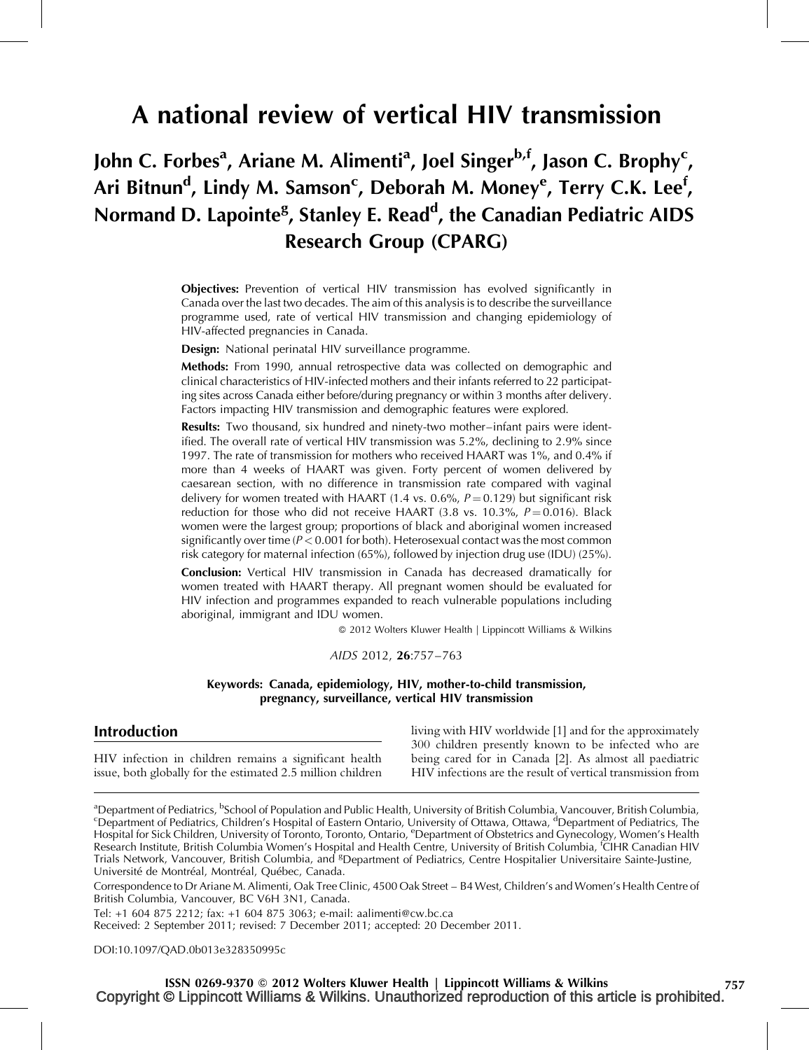# A national review of vertical HIV transmission

**John C. Forbes[a], Ariane M. Alimenti[a], Joel Singer[b,f], Jason C. Brophy[c], Ari Bitnun[d], Lindy M. Samson[c], Deborah M. Money[e], Terry C.K. Lee[f], Normand D. Lapointe[g], Stanley E. Read[d], the Canadian Pediatric AIDS Research Group (CPARG)**

**Objectives:** Prevention of vertical HIV transmission has evolved significantly in Canada over the last two decades. The aim of this analysis is to describe the surveillance programme used, rate of vertical HIV transmission and changing epidemiology of HIV-affected pregnancies in Canada.

**Design:** National perinatal HIV surveillance programme.

**Methods:** From 1990, annual retrospective data was collected on demographic and clinical characteristics of HIV-infected mothers and their infants referred to 22 participating sites across Canada either before/during pregnancy or within 3 months after delivery. Factors impacting HIV transmission and demographic features were explored.

**Results:** Two thousand, six hundred and ninety-two mother–infant pairs were identified. The overall rate of vertical HIV transmission was 5.2%, declining to 2.9% since 1997. The rate of transmission for mothers who received HAART was 1%, and 0.4% if more than 4 weeks of HAART was given. Forty percent of women delivered by caesarean section, with no difference in transmission rate compared with vaginal delivery for women treated with HAART (1.4 vs. 0.6%, $P = 0.129$) but significant risk reduction for those who did not receive HAART (3.8 vs. 10.3%, $P = 0.016$). Black women were the largest group; proportions of black and aboriginal women increased significantly over time ($P < 0.001$ for both). Heterosexual contact was the most common risk category for maternal infection (65%), followed by injection drug use (IDU) (25%).

**Conclusion:** Vertical HIV transmission in Canada has decreased dramatically for women treated with HAART therapy. All pregnant women should be evaluated for HIV infection and programmes expanded to reach vulnerable populations including aboriginal, immigrant and IDU women.

© 2012 Wolters Kluwer Health | Lippincott Williams & Wilkins

*AIDS* 2012, **26**:757–763

**Keywords: Canada, epidemiology, HIV, mother-to-child transmission, pregnancy, surveillance, vertical HIV transmission**

## Introduction

HIV infection in children remains a significant health issue, both globally for the estimated 2.5 million children living with HIV worldwide [1] and for the approximately 300 children presently known to be infected who are being cared for in Canada [2]. As almost all paediatric HIV infections are the result of vertical transmission from

---

[a]Department of Pediatrics, [b]School of Population and Public Health, University of British Columbia, Vancouver, British Columbia, [c]Department of Pediatrics, Children's Hospital of Eastern Ontario, University of Ottawa, Ottawa, [d]Department of Pediatrics, The Hospital for Sick Children, University of Toronto, Toronto, Ontario, [e]Department of Obstetrics and Gynecology, Women's Health Research Institute, British Columbia Women's Hospital and Health Centre, University of British Columbia, [f]CIHR Canadian HIV Trials Network, Vancouver, British Columbia, and [g]Department of Pediatrics, Centre Hospitalier Universitaire Sainte-Justine, Université de Montréal, Montréal, Québec, Canada.

Correspondence to Dr Ariane M. Alimenti, Oak Tree Clinic, 4500 Oak Street – B4 West, Children's and Women's Health Centre of British Columbia, Vancouver, BC V6H 3N1, Canada.

Tel: +1 604 875 2212; fax: +1 604 875 3063; e-mail: aalimenti@cw.bc.ca

Received: 2 September 2011; revised: 7 December 2011; accepted: 20 December 2011.

DOI:10.1097/QAD.0b013e328350995c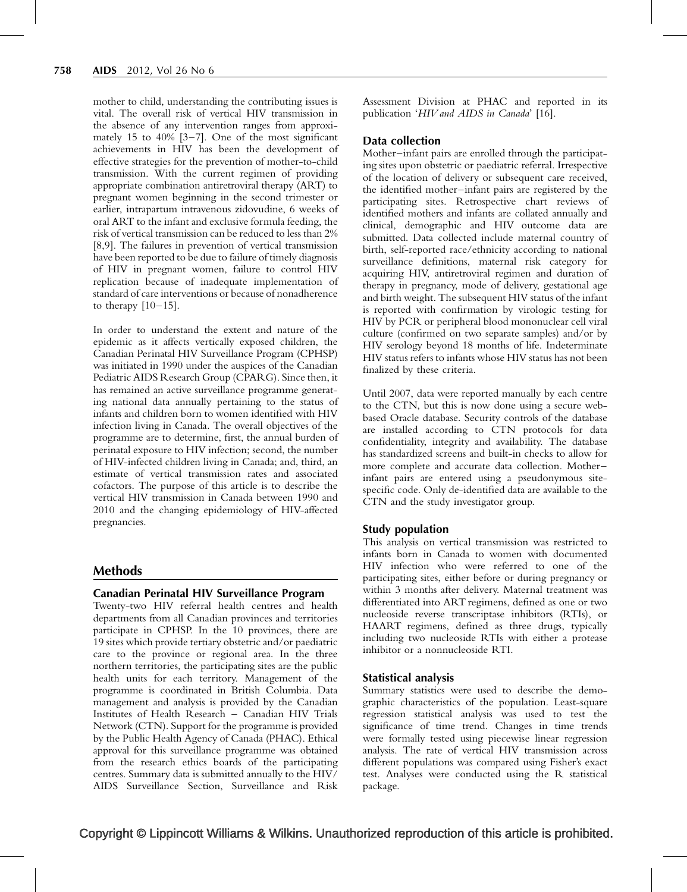mother to child, understanding the contributing issues is vital. The overall risk of vertical HIV transmission in the absence of any intervention ranges from approximately 15 to 40% [3–7]. One of the most significant achievements in HIV has been the development of effective strategies for the prevention of mother-to-child transmission. With the current regimen of providing appropriate combination antiretroviral therapy (ART) to pregnant women beginning in the second trimester or earlier, intrapartum intravenous zidovudine, 6 weeks of oral ART to the infant and exclusive formula feeding, the risk of vertical transmission can be reduced to less than 2% [8,9]. The failures in prevention of vertical transmission have been reported to be due to failure of timely diagnosis of HIV in pregnant women, failure to control HIV replication because of inadequate implementation of standard of care interventions or because of nonadherence to therapy [10–15].

In order to understand the extent and nature of the epidemic as it affects vertically exposed children, the Canadian Perinatal HIV Surveillance Program (CPHSP) was initiated in 1990 under the auspices of the Canadian Pediatric AIDS Research Group (CPARG). Since then, it has remained an active surveillance programme generating national data annually pertaining to the status of infants and children born to women identified with HIV infection living in Canada. The overall objectives of the programme are to determine, first, the annual burden of perinatal exposure to HIV infection; second, the number of HIV-infected children living in Canada; and, third, an estimate of vertical transmission rates and associated cofactors. The purpose of this article is to describe the vertical HIV transmission in Canada between 1990 and 2010 and the changing epidemiology of HIV-affected pregnancies.

## Methods

### Canadian Perinatal HIV Surveillance Program

Twenty-two HIV referral health centres and health departments from all Canadian provinces and territories participate in CPHSP. In the 10 provinces, there are 19 sites which provide tertiary obstetric and/or paediatric care to the province or regional area. In the three northern territories, the participating sites are the public health units for each territory. Management of the programme is coordinated in British Columbia. Data management and analysis is provided by the Canadian Institutes of Health Research – Canadian HIV Trials Network (CTN). Support for the programme is provided by the Public Health Agency of Canada (PHAC). Ethical approval for this surveillance programme was obtained from the research ethics boards of the participating centres. Summary data is submitted annually to the HIV/AIDS Surveillance Section, Surveillance and Risk Assessment Division at PHAC and reported in its publication '*HIV and AIDS in Canada*' [16].

### Data collection

Mother–infant pairs are enrolled through the participating sites upon obstetric or paediatric referral. Irrespective of the location of delivery or subsequent care received, the identified mother–infant pairs are registered by the participating sites. Retrospective chart reviews of identified mothers and infants are collated annually and clinical, demographic and HIV outcome data are submitted. Data collected include maternal country of birth, self-reported race/ethnicity according to national surveillance definitions, maternal risk category for acquiring HIV, antiretroviral regimen and duration of therapy in pregnancy, mode of delivery, gestational age and birth weight. The subsequent HIV status of the infant is reported with confirmation by virologic testing for HIV by PCR or peripheral blood mononuclear cell viral culture (confirmed on two separate samples) and/or by HIV serology beyond 18 months of life. Indeterminate HIV status refers to infants whose HIV status has not been finalized by these criteria.

Until 2007, data were reported manually by each centre to the CTN, but this is now done using a secure web-based Oracle database. Security controls of the database are installed according to CTN protocols for data confidentiality, integrity and availability. The database has standardized screens and built-in checks to allow for more complete and accurate data collection. Mother–infant pairs are entered using a pseudonymous site-specific code. Only de-identified data are available to the CTN and the study investigator group.

### Study population

This analysis on vertical transmission was restricted to infants born in Canada to women with documented HIV infection who were referred to one of the participating sites, either before or during pregnancy or within 3 months after delivery. Maternal treatment was differentiated into ART regimens, defined as one or two nucleoside reverse transcriptase inhibitors (RTIs), or HAART regimens, defined as three drugs, typically including two nucleoside RTIs with either a protease inhibitor or a nonnucleoside RTI.

### Statistical analysis

Summary statistics were used to describe the demographic characteristics of the population. Least-square regression statistical analysis was used to test the significance of time trend. Changes in time trends were formally tested using piecewise linear regression analysis. The rate of vertical HIV transmission across different populations was compared using Fisher's exact test. Analyses were conducted using the R statistical package.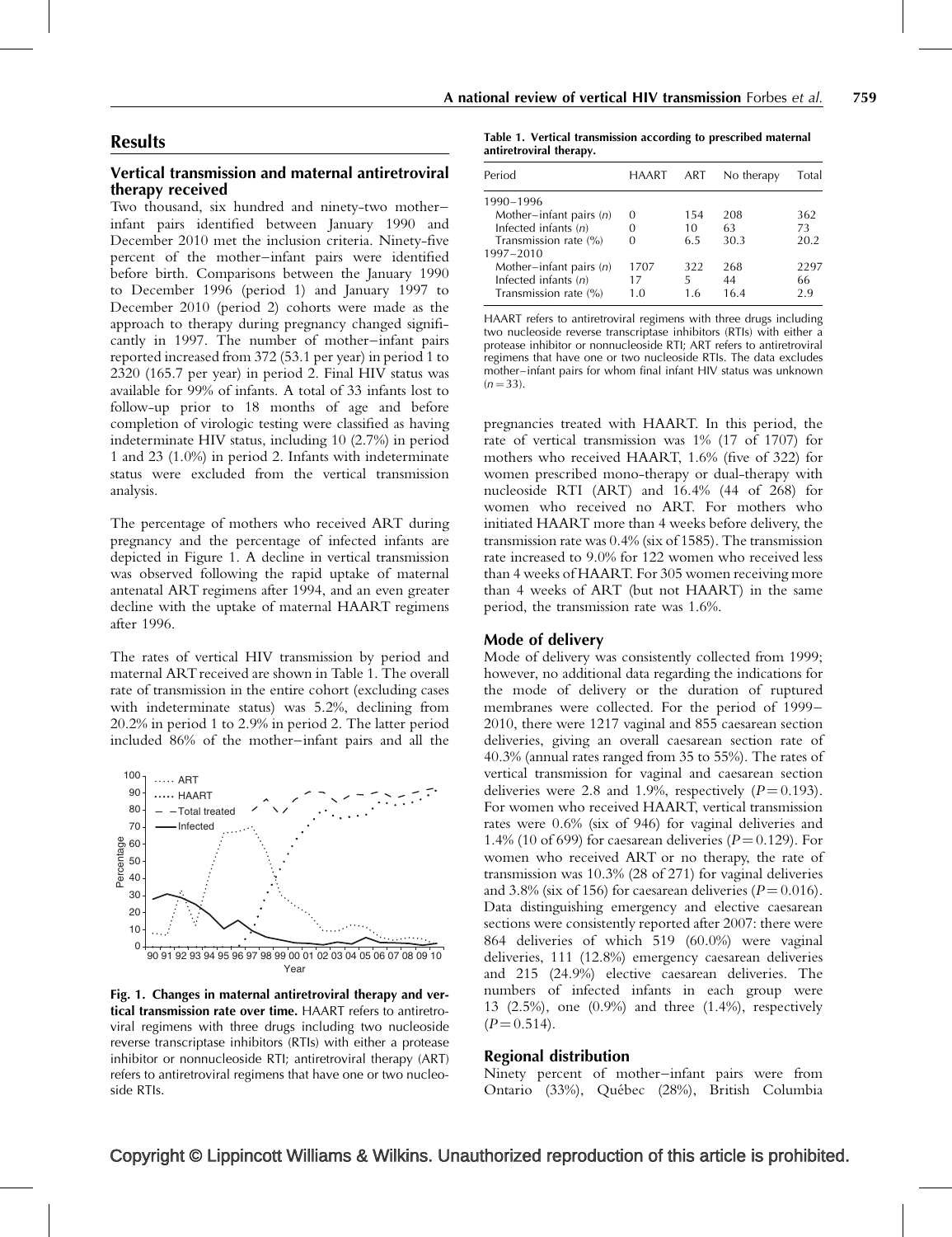## Results

### Vertical transmission and maternal antiretroviral therapy received

Two thousand, six hundred and ninety-two mother–infant pairs identified between January 1990 and December 2010 met the inclusion criteria. Ninety-five percent of the mother–infant pairs were identified before birth. Comparisons between the January 1990 to December 1996 (period 1) and January 1997 to December 2010 (period 2) cohorts were made as the approach to therapy during pregnancy changed significantly in 1997. The number of mother–infant pairs reported increased from 372 (53.1 per year) in period 1 to 2320 (165.7 per year) in period 2. Final HIV status was available for 99% of infants. A total of 33 infants lost to follow-up prior to 18 months of age and before completion of virologic testing were classified as having indeterminate HIV status, including 10 (2.7%) in period 1 and 23 (1.0%) in period 2. Infants with indeterminate status were excluded from the vertical transmission analysis.

The percentage of mothers who received ART during pregnancy and the percentage of infected infants are depicted in Figure 1. A decline in vertical transmission was observed following the rapid uptake of maternal antenatal ART regimens after 1994, and an even greater decline with the uptake of maternal HAART regimens after 1996.

The rates of vertical HIV transmission by period and maternal ART received are shown in Table 1. The overall rate of transmission in the entire cohort (excluding cases with indeterminate status) was 5.2%, declining from 20.2% in period 1 to 2.9% in period 2. The latter period included 86% of the mother–infant pairs and all the pregnancies treated with HAART. In this period, the rate of vertical transmission was 1% (17 of 1707) for mothers who received HAART, 1.6% (five of 322) for women prescribed mono-therapy or dual-therapy with nucleoside RTI (ART) and 16.4% (44 of 268) for women who received no ART. For mothers who initiated HAART more than 4 weeks before delivery, the transmission rate was 0.4% (six of 1585). The transmission rate increased to 9.0% for 122 women who received less than 4 weeks of HAART. For 305 women receiving more than 4 weeks of ART (but not HAART) in the same period, the transmission rate was 1.6%.

**Table 1. Vertical transmission according to prescribed maternal antiretroviral therapy.**

| Period | HAART | ART | No therapy | Total |
|---|---|---|---|---|
| 1990–1996 | | | | |
| Mother–infant pairs (*n*) | 0 | 154 | 208 | 362 |
| Infected infants (*n*) | 0 | 10 | 63 | 73 |
| Transmission rate (%) | 0 | 6.5 | 30.3 | 20.2 |
| 1997–2010 | | | | |
| Mother–infant pairs (*n*) | 1707 | 322 | 268 | 2297 |
| Infected infants (*n*) | 17 | 5 | 44 | 66 |
| Transmission rate (%) | 1.0 | 1.6 | 16.4 | 2.9 |

HAART refers to antiretroviral regimens with three drugs including two nucleoside reverse transcriptase inhibitors (RTIs) with either a protease inhibitor or nonnucleoside RTI; ART refers to antiretroviral regimens that have one or two nucleoside RTIs. The data excludes mother–infant pairs for whom final infant HIV status was unknown ($n = 33$).

**Fig. 1. Changes in maternal antiretroviral therapy and vertical transmission rate over time.** HAART refers to antiretroviral regimens with three drugs including two nucleoside reverse transcriptase inhibitors (RTIs) with either a protease inhibitor or nonnucleoside RTI; antiretroviral therapy (ART) refers to antiretroviral regimens that have one or two nucleoside RTIs.

### Mode of delivery

Mode of delivery was consistently collected from 1999; however, no additional data regarding the indications for the mode of delivery or the duration of ruptured membranes were collected. For the period of 1999–2010, there were 1217 vaginal and 855 caesarean section deliveries, giving an overall caesarean section rate of 40.3% (annual rates ranged from 35 to 55%). The rates of vertical transmission for vaginal and caesarean section deliveries were 2.8 and 1.9%, respectively ($P = 0.193$). For women who received HAART, vertical transmission rates were 0.6% (six of 946) for vaginal deliveries and 1.4% (10 of 699) for caesarean deliveries ($P = 0.129$). For women who received ART or no therapy, the rate of transmission was 10.3% (28 of 271) for vaginal deliveries and 3.8% (six of 156) for caesarean deliveries ($P = 0.016$). Data distinguishing emergency and elective caesarean sections were consistently reported after 2007: there were 864 deliveries of which 519 (60.0%) were vaginal deliveries, 111 (12.8%) emergency caesarean deliveries and 215 (24.9%) elective caesarean deliveries. The numbers of infected infants in each group were 13 (2.5%), one (0.9%) and three (1.4%), respectively ($P = 0.514$).

### Regional distribution

Ninety percent of mother–infant pairs were from Ontario (33%), Québec (28%), British Columbia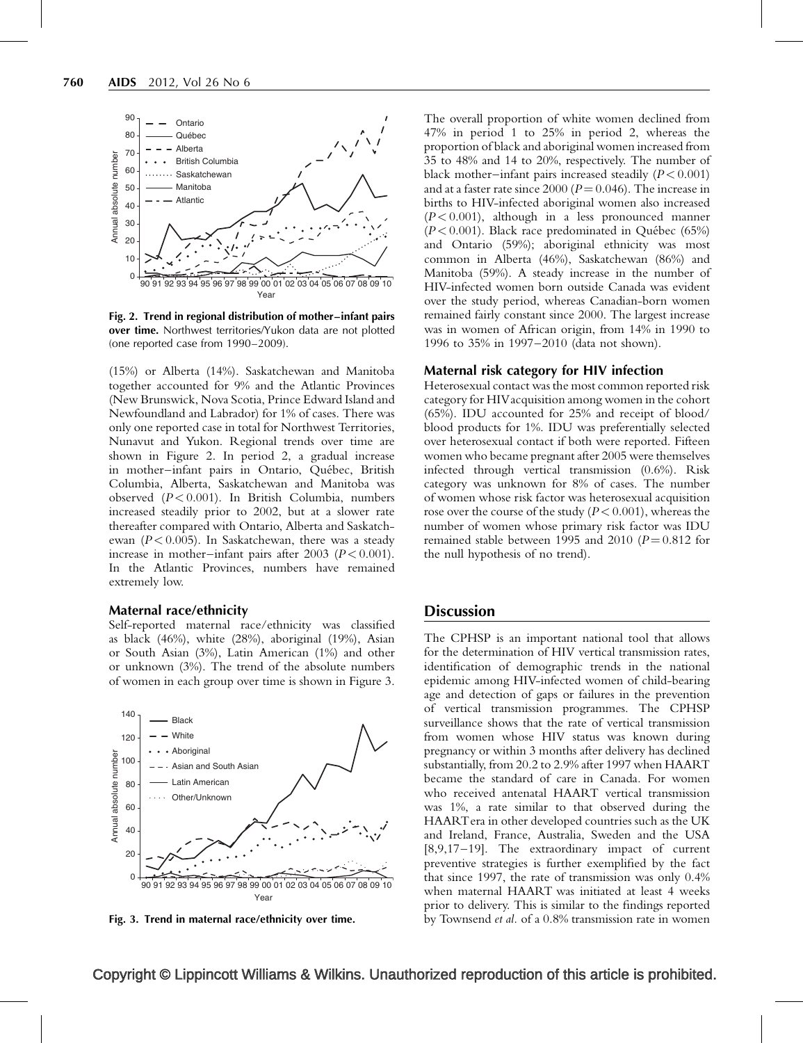Fig. 2. Trend in regional distribution of mother–infant pairs over time. Northwest territories/Yukon data are not plotted (one reported case from 1990–2009).

(15%) or Alberta (14%). Saskatchewan and Manitoba together accounted for 9% and the Atlantic Provinces (New Brunswick, Nova Scotia, Prince Edward Island and Newfoundland and Labrador) for 1% of cases. There was only one reported case in total for Northwest Territories, Nunavut and Yukon. Regional trends over time are shown in Figure 2. In period 2, a gradual increase in mother–infant pairs in Ontario, Québec, British Columbia, Alberta, Saskatchewan and Manitoba was observed ($P < 0.001$). In British Columbia, numbers increased steadily prior to 2002, but at a slower rate thereafter compared with Ontario, Alberta and Saskatchewan ($P < 0.005$). In Saskatchewan, there was a steady increase in mother–infant pairs after 2003 ($P < 0.001$). In the Atlantic Provinces, numbers have remained extremely low.

### Maternal race/ethnicity

Self-reported maternal race/ethnicity was classified as black (46%), white (28%), aboriginal (19%), Asian or South Asian (3%), Latin American (1%) and other or unknown (3%). The trend of the absolute numbers of women in each group over time is shown in Figure 3.

Fig. 3. Trend in maternal race/ethnicity over time.

The overall proportion of white women declined from 47% in period 1 to 25% in period 2, whereas the proportion of black and aboriginal women increased from 35 to 48% and 14 to 20%, respectively. The number of black mother–infant pairs increased steadily ($P < 0.001$) and at a faster rate since 2000 ($P = 0.046$). The increase in births to HIV-infected aboriginal women also increased ($P < 0.001$), although in a less pronounced manner ($P < 0.001$). Black race predominated in Québec (65%) and Ontario (59%); aboriginal ethnicity was most common in Alberta (46%), Saskatchewan (86%) and Manitoba (59%). A steady increase in the number of HIV-infected women born outside Canada was evident over the study period, whereas Canadian-born women remained fairly constant since 2000. The largest increase was in women of African origin, from 14% in 1990 to 1996 to 35% in 1997–2010 (data not shown).

### Maternal risk category for HIV infection

Heterosexual contact was the most common reported risk category for HIV acquisition among women in the cohort (65%). IDU accounted for 25% and receipt of blood/blood products for 1%. IDU was preferentially selected over heterosexual contact if both were reported. Fifteen women who became pregnant after 2005 were themselves infected through vertical transmission (0.6%). Risk category was unknown for 8% of cases. The number of women whose risk factor was heterosexual acquisition rose over the course of the study ($P < 0.001$), whereas the number of women whose primary risk factor was IDU remained stable between 1995 and 2010 ($P = 0.812$ for the null hypothesis of no trend).

## Discussion

The CPHSP is an important national tool that allows for the determination of HIV vertical transmission rates, identification of demographic trends in the national epidemic among HIV-infected women of child-bearing age and detection of gaps or failures in the prevention of vertical transmission programmes. The CPHSP surveillance shows that the rate of vertical transmission from women whose HIV status was known during pregnancy or within 3 months after delivery has declined substantially, from 20.2 to 2.9% after 1997 when HAART became the standard of care in Canada. For women who received antenatal HAART vertical transmission was 1%, a rate similar to that observed during the HAART era in other developed countries such as the UK and Ireland, France, Australia, Sweden and the USA [8,9,17–19]. The extraordinary impact of current preventive strategies is further exemplified by the fact that since 1997, the rate of transmission was only 0.4% when maternal HAART was initiated at least 4 weeks prior to delivery. This is similar to the findings reported by Townsend *et al.* of a 0.8% transmission rate in women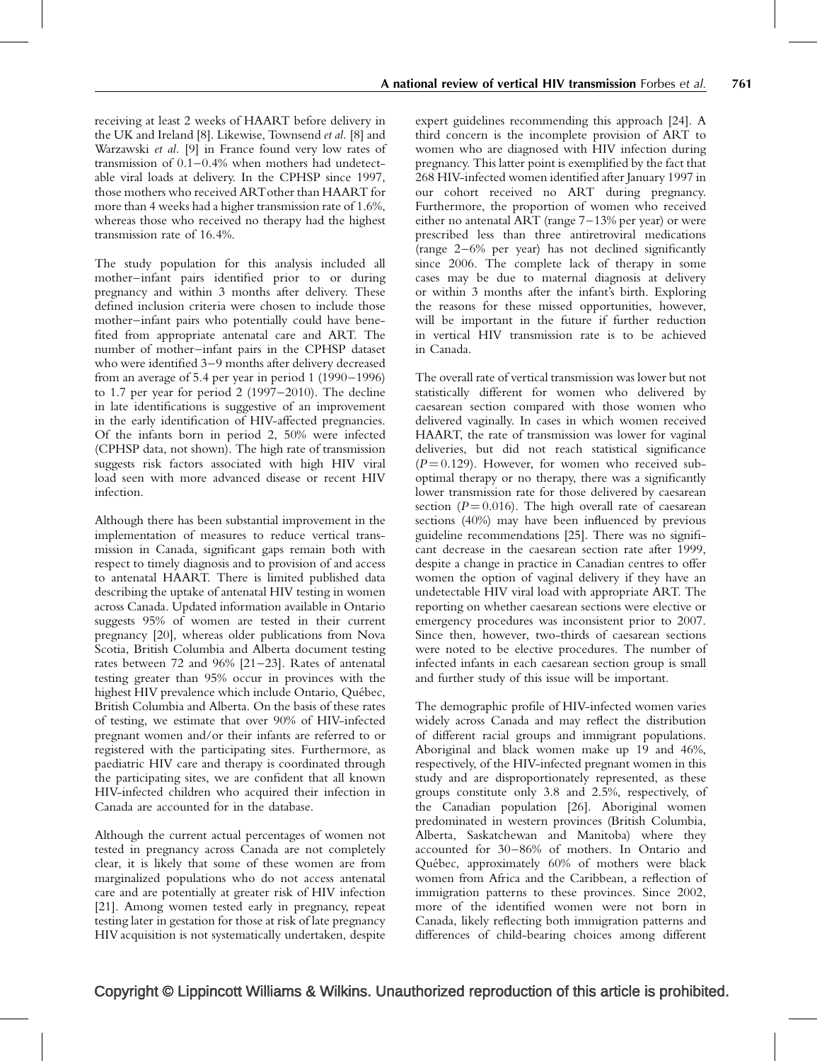receiving at least 2 weeks of HAART before delivery in the UK and Ireland [8]. Likewise, Townsend *et al.* [8] and Warzawski *et al.* [9] in France found very low rates of transmission of 0.1–0.4% when mothers had undetectable viral loads at delivery. In the CPHSP since 1997, those mothers who received ART other than HAART for more than 4 weeks had a higher transmission rate of 1.6%, whereas those who received no therapy had the highest transmission rate of 16.4%.

The study population for this analysis included all mother–infant pairs identified prior to or during pregnancy and within 3 months after delivery. These defined inclusion criteria were chosen to include those mother–infant pairs who potentially could have benefited from appropriate antenatal care and ART. The number of mother–infant pairs in the CPHSP dataset who were identified 3–9 months after delivery decreased from an average of 5.4 per year in period 1 (1990–1996) to 1.7 per year for period 2 (1997–2010). The decline in late identifications is suggestive of an improvement in the early identification of HIV-affected pregnancies. Of the infants born in period 2, 50% were infected (CPHSP data, not shown). The high rate of transmission suggests risk factors associated with high HIV viral load seen with more advanced disease or recent HIV infection.

Although there has been substantial improvement in the implementation of measures to reduce vertical transmission in Canada, significant gaps remain both with respect to timely diagnosis and to provision of and access to antenatal HAART. There is limited published data describing the uptake of antenatal HIV testing in women across Canada. Updated information available in Ontario suggests 95% of women are tested in their current pregnancy [20], whereas older publications from Nova Scotia, British Columbia and Alberta document testing rates between 72 and 96% [21–23]. Rates of antenatal testing greater than 95% occur in provinces with the highest HIV prevalence which include Ontario, Québec, British Columbia and Alberta. On the basis of these rates of testing, we estimate that over 90% of HIV-infected pregnant women and/or their infants are referred to or registered with the participating sites. Furthermore, as paediatric HIV care and therapy is coordinated through the participating sites, we are confident that all known HIV-infected children who acquired their infection in Canada are accounted for in the database.

Although the current actual percentages of women not tested in pregnancy across Canada are not completely clear, it is likely that some of these women are from marginalized populations who do not access antenatal care and are potentially at greater risk of HIV infection [21]. Among women tested early in pregnancy, repeat testing later in gestation for those at risk of late pregnancy HIV acquisition is not systematically undertaken, despite expert guidelines recommending this approach [24]. A third concern is the incomplete provision of ART to women who are diagnosed with HIV infection during pregnancy. This latter point is exemplified by the fact that 268 HIV-infected women identified after January 1997 in our cohort received no ART during pregnancy. Furthermore, the proportion of women who received either no antenatal ART (range 7–13% per year) or were prescribed less than three antiretroviral medications (range 2–6% per year) has not declined significantly since 2006. The complete lack of therapy in some cases may be due to maternal diagnosis at delivery or within 3 months after the infant's birth. Exploring the reasons for these missed opportunities, however, will be important in the future if further reduction in vertical HIV transmission rate is to be achieved in Canada.

The overall rate of vertical transmission was lower but not statistically different for women who delivered by caesarean section compared with those women who delivered vaginally. In cases in which women received HAART, the rate of transmission was lower for vaginal deliveries, but did not reach statistical significance ($P = 0.129$). However, for women who received suboptimal therapy or no therapy, there was a significantly lower transmission rate for those delivered by caesarean section ($P = 0.016$). The high overall rate of caesarean sections (40%) may have been influenced by previous guideline recommendations [25]. There was no significant decrease in the caesarean section rate after 1999, despite a change in practice in Canadian centres to offer women the option of vaginal delivery if they have an undetectable HIV viral load with appropriate ART. The reporting on whether caesarean sections were elective or emergency procedures was inconsistent prior to 2007. Since then, however, two-thirds of caesarean sections were noted to be elective procedures. The number of infected infants in each caesarean section group is small and further study of this issue will be important.

The demographic profile of HIV-infected women varies widely across Canada and may reflect the distribution of different racial groups and immigrant populations. Aboriginal and black women make up 19 and 46%, respectively, of the HIV-infected pregnant women in this study and are disproportionately represented, as these groups constitute only 3.8 and 2.5%, respectively, of the Canadian population [26]. Aboriginal women predominated in western provinces (British Columbia, Alberta, Saskatchewan and Manitoba) where they accounted for 30–86% of mothers. In Ontario and Québec, approximately 60% of mothers were black women from Africa and the Caribbean, a reflection of immigration patterns to these provinces. Since 2002, more of the identified women were not born in Canada, likely reflecting both immigration patterns and differences of child-bearing choices among different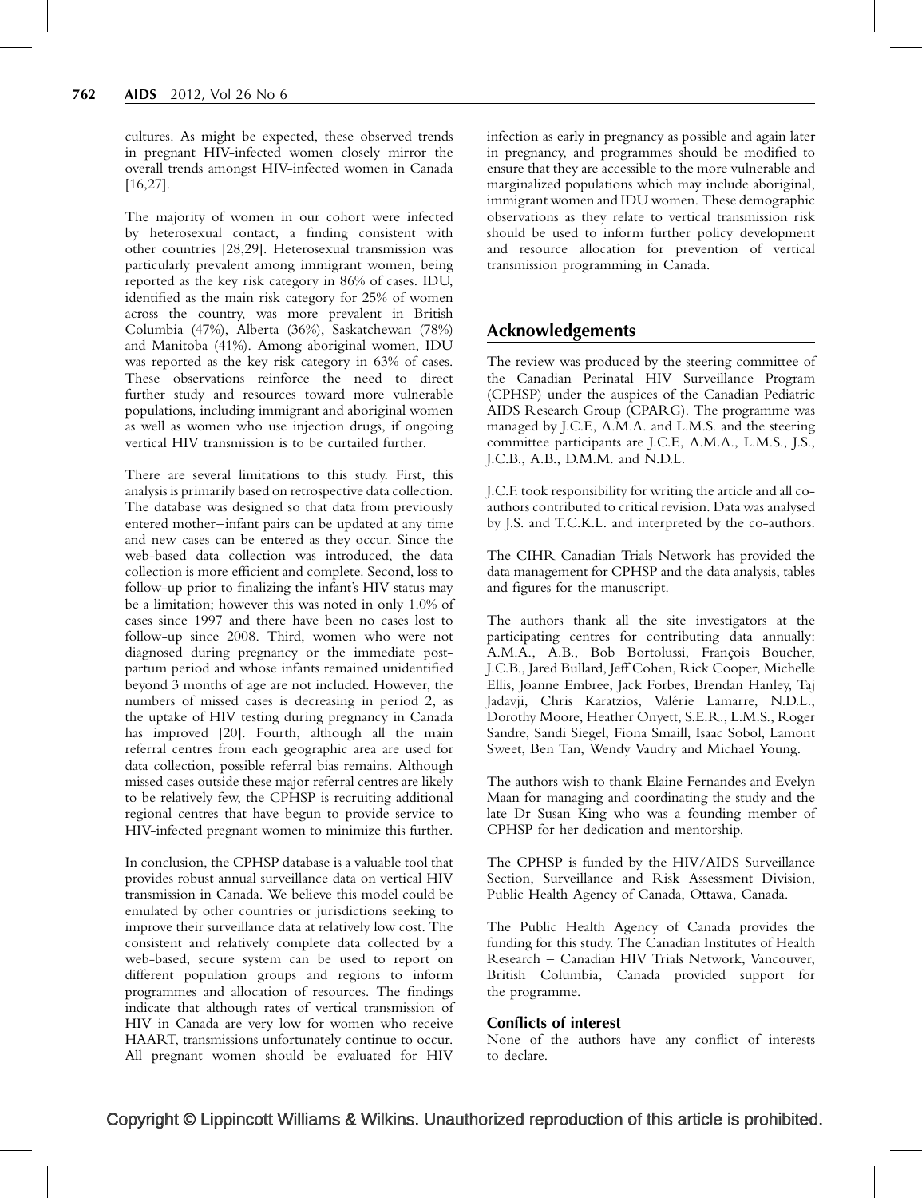cultures. As might be expected, these observed trends in pregnant HIV-infected women closely mirror the overall trends amongst HIV-infected women in Canada [16,27].

The majority of women in our cohort were infected by heterosexual contact, a finding consistent with other countries [28,29]. Heterosexual transmission was particularly prevalent among immigrant women, being reported as the key risk category in 86% of cases. IDU, identified as the main risk category for 25% of women across the country, was more prevalent in British Columbia (47%), Alberta (36%), Saskatchewan (78%) and Manitoba (41%). Among aboriginal women, IDU was reported as the key risk category in 63% of cases. These observations reinforce the need to direct further study and resources toward more vulnerable populations, including immigrant and aboriginal women as well as women who use injection drugs, if ongoing vertical HIV transmission is to be curtailed further.

There are several limitations to this study. First, this analysis is primarily based on retrospective data collection. The database was designed so that data from previously entered mother–infant pairs can be updated at any time and new cases can be entered as they occur. Since the web-based data collection was introduced, the data collection is more efficient and complete. Second, loss to follow-up prior to finalizing the infant's HIV status may be a limitation; however this was noted in only 1.0% of cases since 1997 and there have been no cases lost to follow-up since 2008. Third, women who were not diagnosed during pregnancy or the immediate post-partum period and whose infants remained unidentified beyond 3 months of age are not included. However, the numbers of missed cases is decreasing in period 2, as the uptake of HIV testing during pregnancy in Canada has improved [20]. Fourth, although all the main referral centres from each geographic area are used for data collection, possible referral bias remains. Although missed cases outside these major referral centres are likely to be relatively few, the CPHSP is recruiting additional regional centres that have begun to provide service to HIV-infected pregnant women to minimize this further.

In conclusion, the CPHSP database is a valuable tool that provides robust annual surveillance data on vertical HIV transmission in Canada. We believe this model could be emulated by other countries or jurisdictions seeking to improve their surveillance data at relatively low cost. The consistent and relatively complete data collected by a web-based, secure system can be used to report on different population groups and regions to inform programmes and allocation of resources. The findings indicate that although rates of vertical transmission of HIV in Canada are very low for women who receive HAART, transmissions unfortunately continue to occur. All pregnant women should be evaluated for HIV infection as early in pregnancy as possible and again later in pregnancy, and programmes should be modified to ensure that they are accessible to the more vulnerable and marginalized populations which may include aboriginal, immigrant women and IDU women. These demographic observations as they relate to vertical transmission risk should be used to inform further policy development and resource allocation for prevention of vertical transmission programming in Canada.

## Acknowledgements

The review was produced by the steering committee of the Canadian Perinatal HIV Surveillance Program (CPHSP) under the auspices of the Canadian Pediatric AIDS Research Group (CPARG). The programme was managed by J.C.F., A.M.A. and L.M.S. and the steering committee participants are J.C.F., A.M.A., L.M.S., J.S., J.C.B., A.B., D.M.M. and N.D.L.

J.C.F. took responsibility for writing the article and all co-authors contributed to critical revision. Data was analysed by J.S. and T.C.K.L. and interpreted by the co-authors.

The CIHR Canadian Trials Network has provided the data management for CPHSP and the data analysis, tables and figures for the manuscript.

The authors thank all the site investigators at the participating centres for contributing data annually: A.M.A., A.B., Bob Bortolussi, François Boucher, J.C.B., Jared Bullard, Jeff Cohen, Rick Cooper, Michelle Ellis, Joanne Embree, Jack Forbes, Brendan Hanley, Taj Jadavji, Chris Karatzios, Valérie Lamarre, N.D.L., Dorothy Moore, Heather Onyett, S.E.R., L.M.S., Roger Sandre, Sandi Siegel, Fiona Smaill, Isaac Sobol, Lamont Sweet, Ben Tan, Wendy Vaudry and Michael Young.

The authors wish to thank Elaine Fernandes and Evelyn Maan for managing and coordinating the study and the late Dr Susan King who was a founding member of CPHSP for her dedication and mentorship.

The CPHSP is funded by the HIV/AIDS Surveillance Section, Surveillance and Risk Assessment Division, Public Health Agency of Canada, Ottawa, Canada.

The Public Health Agency of Canada provides the funding for this study. The Canadian Institutes of Health Research – Canadian HIV Trials Network, Vancouver, British Columbia, Canada provided support for the programme.

### Conflicts of interest

None of the authors have any conflict of interests to declare.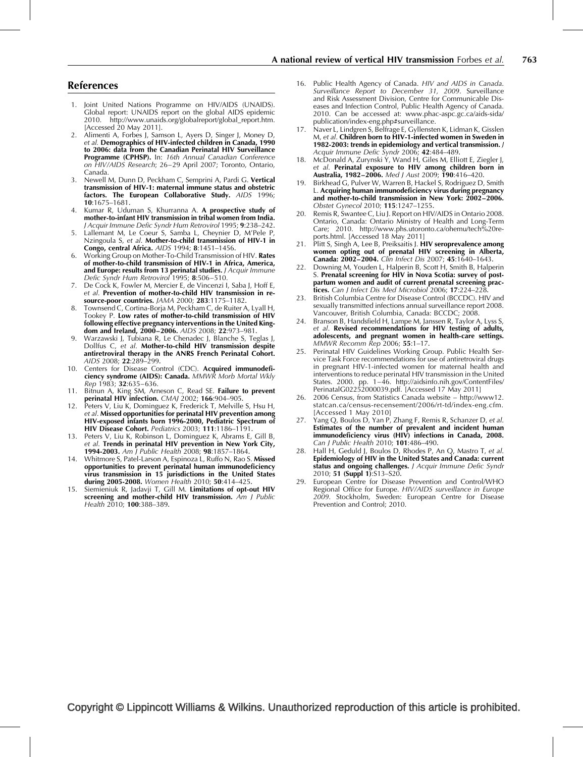## References

1. Joint United Nations Programme on HIV/AIDS (UNAIDS). Global report: UNAIDS report on the global AIDS epidemic 2010. http://www.unaids.org/globalreport/global_report.htm. [Accessed 20 May 2011].
2. Alimenti A, Forbes J, Samson L, Ayers D, Singer J, Money D, *et al.* **Demographics of HIV-infected children in Canada, 1990 to 2006: data from the Canadian Perinatal HIV Surveillance Programme (CPHSP).** In: *16th Annual Canadian Conference on HIV/AIDS Research*; 26–29 April 2007; Toronto, Ontario, Canada.
3. Newell M, Dunn D, Peckham C, Semprini A, Pardi G. **Vertical transmission of HIV-1: maternal immune status and obstetric factors. The European Collaborative Study.** *AIDS* 1996; **10**:1675–1681.
4. Kumar R, Uduman S, Khurranna A. **A prospective study of mother-to-infant HIV transmission in tribal women from India.** *J Acquir Immune Defic Syndr Hum Retrovirol* 1995; **9**:238–242.
5. Lallemant M, Le Coeur S, Samba L, Cheynier D, M'Pele P, Nzingoula S, *et al.* **Mother-to-child transmission of HIV-1 in Congo, central Africa.** *AIDS* 1994; **8**:1451–1456.
6. Working Group on Mother-To-Child Transmission of HIV. **Rates of mother-to-child transmission of HIV-1 in Africa, America, and Europe: results from 13 perinatal studies.** *J Acquir Immune Defic Syndr Hum Retrovirol* 1995; **8**:506–510.
7. De Cock K, Fowler M, Mercier E, de Vincenzi I, Saba J, Hoff E, *et al.* **Prevention of mother-to-child HIV transmission in resource-poor countries.** *JAMA* 2000; **283**:1175–1182.
8. Townsend C, Cortina-Borja M, Peckham C, de Ruiter A, Lyall H, Tookey P. **Low rates of mother-to-child transmission of HIV following effective pregnancy interventions in the United Kingdom and Ireland, 2000–2006.** *AIDS* 2008; **22**:973–981.
9. Warzawski J, Tubiana R, Le Chenadec J, Blanche S, Teglas J, Dollfus C, *et al.* **Mother-to-child HIV transmission despite antiretroviral therapy in the ANRS French Perinatal Cohort.** *AIDS* 2008; **22**:289–299.
10. Centers for Disease Control (CDC). **Acquired immunodeficiency syndrome (AIDS): Canada.** *MMWR Morb Mortal Wkly Rep* 1983; **32**:635–636.
11. Bitnun A, King SM, Arneson C, Read SE. **Failure to prevent perinatal HIV infection.** *CMAJ* 2002; **166**:904–905.
12. Peters V, Liu K, Dominguez K, Frederick T, Melville S, Hsu H, *et al.* **Missed opportunities for perinatal HIV prevention among HIV-exposed infants born 1996-2000, Pediatric Spectrum of HIV Disease Cohort.** *Pediatrics* 2003; **111**:1186–1191.
13. Peters V, Liu K, Robinson L, Dominguez K, Abrams E, Gill B, *et al.* **Trends in perinatal HIV prevention in New York City, 1994-2003.** *Am J Public Health* 2008; **98**:1857–1864.
14. Whitmore S, Patel-Larson A, Espinoza L, Ruffo N, Rao S. **Missed opportunities to prevent perinatal human immunodeficiency virus transmission in 15 jurisdictions in the United States during 2005-2008.** *Women Health* 2010; **50**:414–425.
15. Siemieniuk R, Jadavji T, Gill M. **Limitations of opt-out HIV screening and mother-child HIV transmission.** *Am J Public Health* 2010; **100**:388–389.
16. Public Health Agency of Canada. *HIV and AIDS in Canada. Surveillance Report to December 31, 2009*. Surveillance and Risk Assessment Division, Centre for Communicable Diseases and Infection Control, Public Health Agency of Canada. 2010. Can be accessed at: www.phac-aspc.gc.ca/aids-sida/publication/index-eng.php#surveillance.
17. Naver L, Lindgren S, Belfrage E, Gyllensten K, Lidman K, Gisslen M, *et al.* **Children born to HIV-1-infected women in Sweden in 1982-2003: trends in epidemiology and vertical transmission.** *J Acquir Immune Defic Syndr* 2006; **42**:484–489.
18. McDonald A, Zurynski Y, Wand H, Giles M, Elliott E, Ziegler J, *et al.* **Perinatal exposure to HIV among children born in Australia, 1982–2006.** *Med J Aust* 2009; **190**:416–420.
19. Birkhead G, Pulver W, Warren B, Hackel S, Rodriguez D, Smith L. **Acquiring human immunodeficiency virus during pregnancy and mother-to-child transmission in New York: 2002–2006.** *Obstet Gynecol* 2010; **115**:1247–1255.
20. Remis R, Swantee C, Liu J. Report on HIV/AIDS in Ontario 2008. Ontario, Canada: Ontario Ministry of Health and Long-Term Care; 2010. http://www.phs.utoronto.ca/ohemu/tech%20reports.html. [Accessed 18 May 2011]
21. Plitt S, Singh A, Lee B, Preiksaitis J. **HIV seroprevalence among women opting out of prenatal HIV screening in Alberta, Canada: 2002–2004.** *Clin Infect Dis* 2007; **45**:1640–1643.
22. Downing M, Youden L, Halperin B, Scott H, Smith B, Halperin S. **Prenatal screening for HIV in Nova Scotia: survey of postpartum women and audit of current prenatal screening practices.** *Can J Infect Dis Med Microbiol* 2006; **17**:224–228.
23. British Columbia Centre for Disease Control (BCCDC). HIV and sexually transmitted infections annual surveillance report 2008. Vancouver, British Columbia, Canada: BCCDC; 2008.
24. Branson B, Handsfield H, Lampe M, Janssen R, Taylor A, Lyss S, *et al.* **Revised recommendations for HIV testing of adults, adolescents, and pregnant women in health-care settings.** *MMWR Recomm Rep* 2006; **55**:1–17.
25. Perinatal HIV Guidelines Working Group. Public Health Service Task Force recommendations for use of antiretroviral drugs in pregnant HIV-1-infected women for maternal health and interventions to reduce perinatal HIV transmission in the United States. 2000. pp. 1–46. http://aidsinfo.nih.gov/ContentFiles/PerinatalG02252000039.pdf. [Accessed 17 May 2011]
26. 2006 Census, from Statistics Canada website – http://www12.statcan.ca/census-recensement/2006/rt-td/index-eng.cfm. [Accessed 1 May 2010]
27. Yang Q, Boulos D, Yan P, Zhang F, Remis R, Schanzer D, *et al.* **Estimates of the number of prevalent and incident human immunodeficiency virus (HIV) infections in Canada, 2008.** *Can J Public Health* 2010; **101**:486–490.
28. Hall H, Geduld J, Boulos D, Rhodes P, An Q, Mastro T, *et al.* **Epidemiology of HIV in the United States and Canada: current status and ongoing challenges.** *J Acquir Immune Defic Syndr* 2010; **51 (Suppl 1)**:S13–S20.
29. European Centre for Disease Prevention and Control/WHO Regional Office for Europe. *HIV/AIDS surveillance in Europe 2009*. Stockholm, Sweden: European Centre for Disease Prevention and Control; 2010.